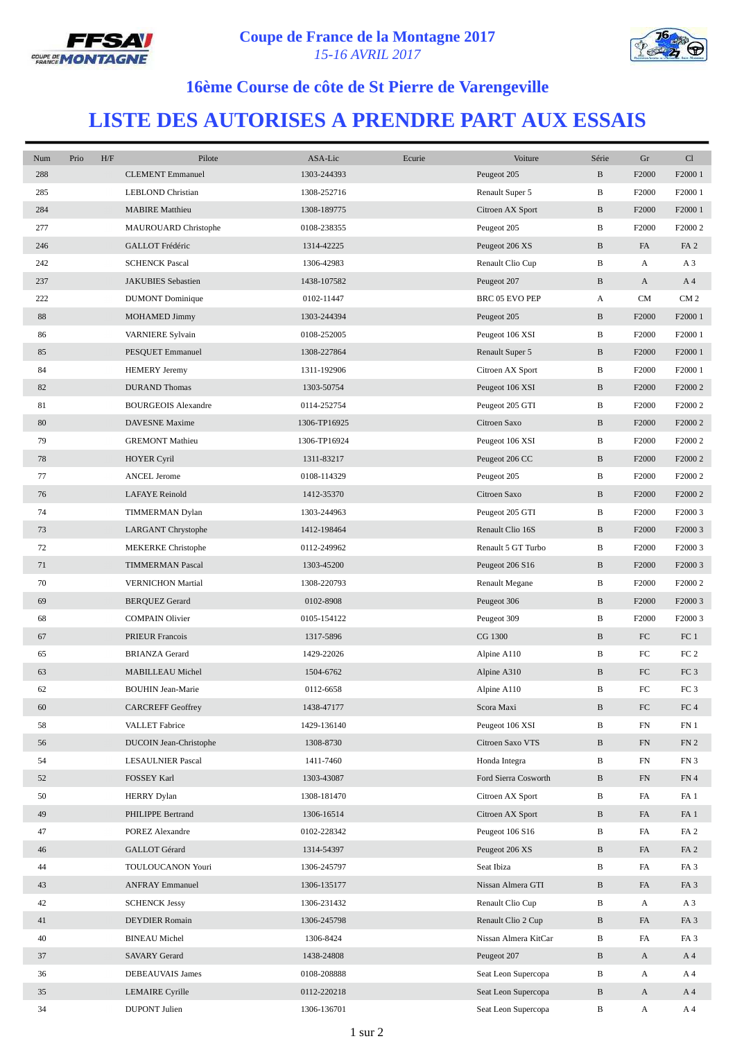# Coupe de France de la Montagne 2017

*15-16 AVRIL 2017*

## 16ème Course de côte de St Pierre de Varengeville

# LISTE DES AUTORISES A PRENDRE PART AUX ESSAIS

| Num | Prio | H/F | Pilote | ASA-Lic | Ecurie | Voiture | Série | Gr | Cl |
|---|---|---|---|---|---|---|---|---|---|
| 288 | | | CLEMENT Emmanuel | 1303-244393 | | Peugeot 205 | B | F2000 | F2000 1 |
| 285 | | | LEBLOND Christian | 1308-252716 | | Renault Super 5 | B | F2000 | F2000 1 |
| 284 | | | MABIRE Matthieu | 1308-189775 | | Citroen AX Sport | B | F2000 | F2000 1 |
| 277 | | | MAUROUARD Christophe | 0108-238355 | | Peugeot 205 | B | F2000 | F2000 2 |
| 246 | | | GALLOT Frédéric | 1314-42225 | | Peugeot 206 XS | B | FA | FA 2 |
| 242 | | | SCHENCK Pascal | 1306-42983 | | Renault Clio Cup | B | A | A 3 |
| 237 | | | JAKUBIES Sebastien | 1438-107582 | | Peugeot 207 | B | A | A 4 |
| 222 | | | DUMONT Dominique | 0102-11447 | | BRC 05 EVO PEP | A | CM | CM 2 |
| 88 | | | MOHAMED Jimmy | 1303-244394 | | Peugeot 205 | B | F2000 | F2000 1 |
| 86 | | | VARNIERE Sylvain | 0108-252005 | | Peugeot 106 XSI | B | F2000 | F2000 1 |
| 85 | | | PESQUET Emmanuel | 1308-227864 | | Renault Super 5 | B | F2000 | F2000 1 |
| 84 | | | HEMERY Jeremy | 1311-192906 | | Citroen AX Sport | B | F2000 | F2000 1 |
| 82 | | | DURAND Thomas | 1303-50754 | | Peugeot 106 XSI | B | F2000 | F2000 2 |
| 81 | | | BOURGEOIS Alexandre | 0114-252754 | | Peugeot 205 GTI | B | F2000 | F2000 2 |
| 80 | | | DAVESNE Maxime | 1306-TP16925 | | Citroen Saxo | B | F2000 | F2000 2 |
| 79 | | | GREMONT Mathieu | 1306-TP16924 | | Peugeot 106 XSI | B | F2000 | F2000 2 |
| 78 | | | HOYER Cyril | 1311-83217 | | Peugeot 206 CC | B | F2000 | F2000 2 |
| 77 | | | ANCEL Jerome | 0108-114329 | | Peugeot 205 | B | F2000 | F2000 2 |
| 76 | | | LAFAYE Reinold | 1412-35370 | | Citroen Saxo | B | F2000 | F2000 2 |
| 74 | | | TIMMERMAN Dylan | 1303-244963 | | Peugeot 205 GTI | B | F2000 | F2000 3 |
| 73 | | | LARGANT Chrystophe | 1412-198464 | | Renault Clio 16S | B | F2000 | F2000 3 |
| 72 | | | MEKERKE Christophe | 0112-249962 | | Renault 5 GT Turbo | B | F2000 | F2000 3 |
| 71 | | | TIMMERMAN Pascal | 1303-45200 | | Peugeot 206 S16 | B | F2000 | F2000 3 |
| 70 | | | VERNICHON Martial | 1308-220793 | | Renault Megane | B | F2000 | F2000 2 |
| 69 | | | BERQUEZ Gerard | 0102-8908 | | Peugeot 306 | B | F2000 | F2000 3 |
| 68 | | | COMPAIN Olivier | 0105-154122 | | Peugeot 309 | B | F2000 | F2000 3 |
| 67 | | | PRIEUR Francois | 1317-5896 | | CG 1300 | B | FC | FC 1 |
| 65 | | | BRIANZA Gerard | 1429-22026 | | Alpine A110 | B | FC | FC 2 |
| 63 | | | MABILLEAU Michel | 1504-6762 | | Alpine A310 | B | FC | FC 3 |
| 62 | | | BOUHIN Jean-Marie | 0112-6658 | | Alpine A110 | B | FC | FC 3 |
| 60 | | | CARCREFF Geoffrey | 1438-47177 | | Scora Maxi | B | FC | FC 4 |
| 58 | | | VALLET Fabrice | 1429-136140 | | Peugeot 106 XSI | B | FN | FN 1 |
| 56 | | | DUCOIN Jean-Christophe | 1308-8730 | | Citroen Saxo VTS | B | FN | FN 2 |
| 54 | | | LESAULNIER Pascal | 1411-7460 | | Honda Integra | B | FN | FN 3 |
| 52 | | | FOSSEY Karl | 1303-43087 | | Ford Sierra Cosworth | B | FN | FN 4 |
| 50 | | | HERRY Dylan | 1308-181470 | | Citroen AX Sport | B | FA | FA 1 |
| 49 | | | PHILIPPE Bertrand | 1306-16514 | | Citroen AX Sport | B | FA | FA 1 |
| 47 | | | POREZ Alexandre | 0102-228342 | | Peugeot 106 S16 | B | FA | FA 2 |
| 46 | | | GALLOT Gérard | 1314-54397 | | Peugeot 206 XS | B | FA | FA 2 |
| 44 | | | TOULOUCANON Youri | 1306-245797 | | Seat Ibiza | B | FA | FA 3 |
| 43 | | | ANFRAY Emmanuel | 1306-135177 | | Nissan Almera GTI | B | FA | FA 3 |
| 42 | | | SCHENCK Jessy | 1306-231432 | | Renault Clio Cup | B | A | A 3 |
| 41 | | | DEYDIER Romain | 1306-245798 | | Renault Clio 2 Cup | B | FA | FA 3 |
| 40 | | | BINEAU Michel | 1306-8424 | | Nissan Almera KitCar | B | FA | FA 3 |
| 37 | | | SAVARY Gerard | 1438-24808 | | Peugeot 207 | B | A | A 4 |
| 36 | | | DEBEAUVAIS James | 0108-208888 | | Seat Leon Supercopa | B | A | A 4 |
| 35 | | | LEMAIRE Cyrille | 0112-220218 | | Seat Leon Supercopa | B | A | A 4 |
| 34 | | | DUPONT Julien | 1306-136701 | | Seat Leon Supercopa | B | A | A 4 |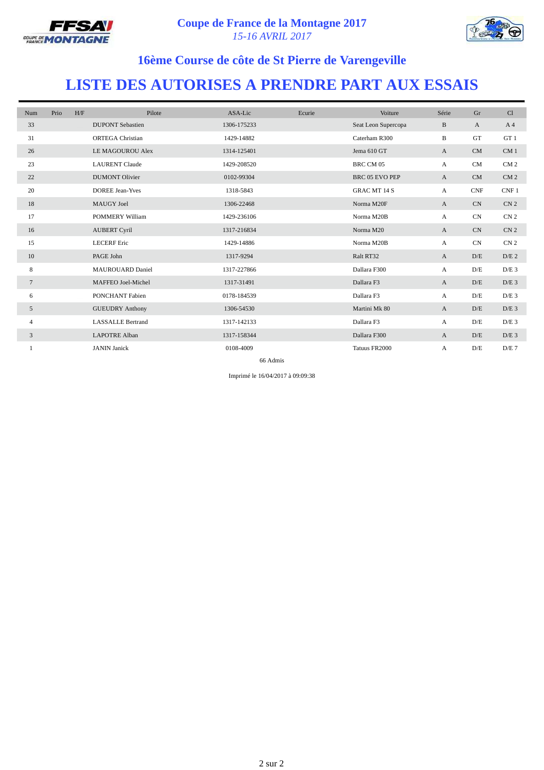# Coupe de France de la Montagne 2017

*15-16 AVRIL 2017*

## 16ème Course de côte de St Pierre de Varengeville

# LISTE DES AUTORISES A PRENDRE PART AUX ESSAIS

| Num | Prio | H/F | Pilote | ASA-Lic | Ecurie | Voiture | Série | Gr | Cl |
|---|---|---|---|---|---|---|---|---|---|
| 33 | | | DUPONT Sebastien | 1306-175233 | | Seat Leon Supercopa | B | A | A 4 |
| 31 | | | ORTEGA Christian | 1429-14882 | | Caterham R300 | B | GT | GT 1 |
| 26 | | | LE MAGOUROU Alex | 1314-125401 | | Jema 610 GT | A | CM | CM 1 |
| 23 | | | LAURENT Claude | 1429-208520 | | BRC CM 05 | A | CM | CM 2 |
| 22 | | | DUMONT Olivier | 0102-99304 | | BRC 05 EVO PEP | A | CM | CM 2 |
| 20 | | | DOREE Jean-Yves | 1318-5843 | | GRAC MT 14 S | A | CNF | CNF 1 |
| 18 | | | MAUGY Joel | 1306-22468 | | Norma M20F | A | CN | CN 2 |
| 17 | | | POMMERY William | 1429-236106 | | Norma M20B | A | CN | CN 2 |
| 16 | | | AUBERT Cyril | 1317-216834 | | Norma M20 | A | CN | CN 2 |
| 15 | | | LECERF Eric | 1429-14886 | | Norma M20B | A | CN | CN 2 |
| 10 | | | PAGE John | 1317-9294 | | Ralt RT32 | A | D/E | D/E 2 |
| 8 | | | MAUROUARD Daniel | 1317-227866 | | Dallara F300 | A | D/E | D/E 3 |
| 7 | | | MAFFEO Joel-Michel | 1317-31491 | | Dallara F3 | A | D/E | D/E 3 |
| 6 | | | PONCHANT Fabien | 0178-184539 | | Dallara F3 | A | D/E | D/E 3 |
| 5 | | | GUEUDRY Anthony | 1306-54530 | | Martini Mk 80 | A | D/E | D/E 3 |
| 4 | | | LASSALLE Bertrand | 1317-142133 | | Dallara F3 | A | D/E | D/E 3 |
| 3 | | | LAPOTRE Alban | 1317-158344 | | Dallara F300 | A | D/E | D/E 3 |
| 1 | | | JANIN Janick | 0108-4009 | | Tatuus FR2000 | A | D/E | D/E 7 |

66 Admis

Imprimé le 16/04/2017 à 09:09:38